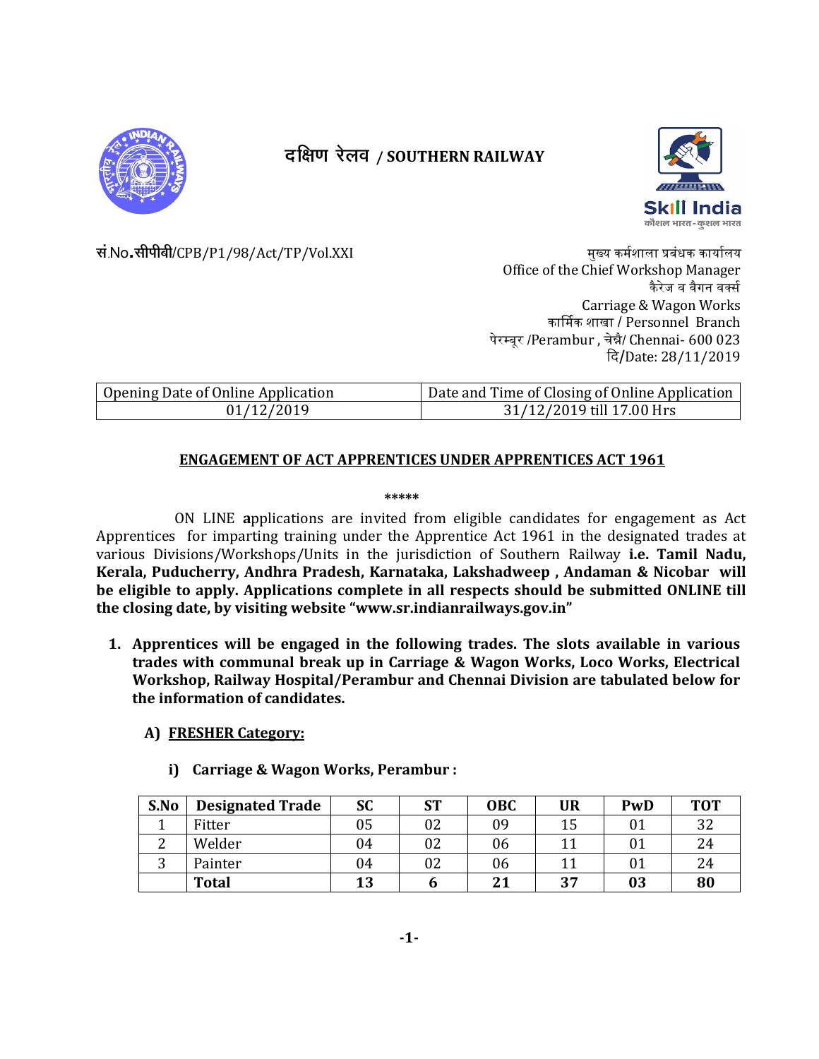# दक्षिण रेलव / SOUTHERN RAILWAY

सं.No.सीपीबी/CPB/P1/98/Act/TP/Vol.XXI

मुख्य कर्मशाला प्रबंधक कार्यालय
Office of the Chief Workshop Manager
कैरेज व वैगन वर्क्स
Carriage & Wagon Works
कार्मिक शाखा / Personnel Branch
पेरम्बूर /Perambur , चेन्नै/ Chennai- 600 023
दि/Date: 28/11/2019

| Opening Date of Online Application | Date and Time of Closing of Online Application |
|---|---|
| 01/12/2019 | 31/12/2019 till 17.00 Hrs |

## ENGAGEMENT OF ACT APPRENTICES UNDER APPRENTICES ACT 1961

*****

ON LINE **a**pplications are invited from eligible candidates for engagement as Act Apprentices for imparting training under the Apprentice Act 1961 in the designated trades at various Divisions/Workshops/Units in the jurisdiction of Southern Railway **i.e. Tamil Nadu, Kerala, Puducherry, Andhra Pradesh, Karnataka, Lakshadweep , Andaman & Nicobar will be eligible to apply. Applications complete in all respects should be submitted ONLINE till the closing date, by visiting website "www.sr.indianrailways.gov.in"**

1. **Apprentices will be engaged in the following trades. The slots available in various trades with communal break up in Carriage & Wagon Works, Loco Works, Electrical Workshop, Railway Hospital/Perambur and Chennai Division are tabulated below for the information of candidates.**

### A) FRESHER Category:

#### i) Carriage & Wagon Works, Perambur :

| S.No | Designated Trade | SC | ST | OBC | UR | PwD | TOT |
|---|---|---|---|---|---|---|---|
| 1 | Fitter | 05 | 02 | 09 | 15 | 01 | 32 |
| 2 | Welder | 04 | 02 | 06 | 11 | 01 | 24 |
| 3 | Painter | 04 | 02 | 06 | 11 | 01 | 24 |
| | **Total** | **13** | **6** | **21** | **37** | **03** | **80** |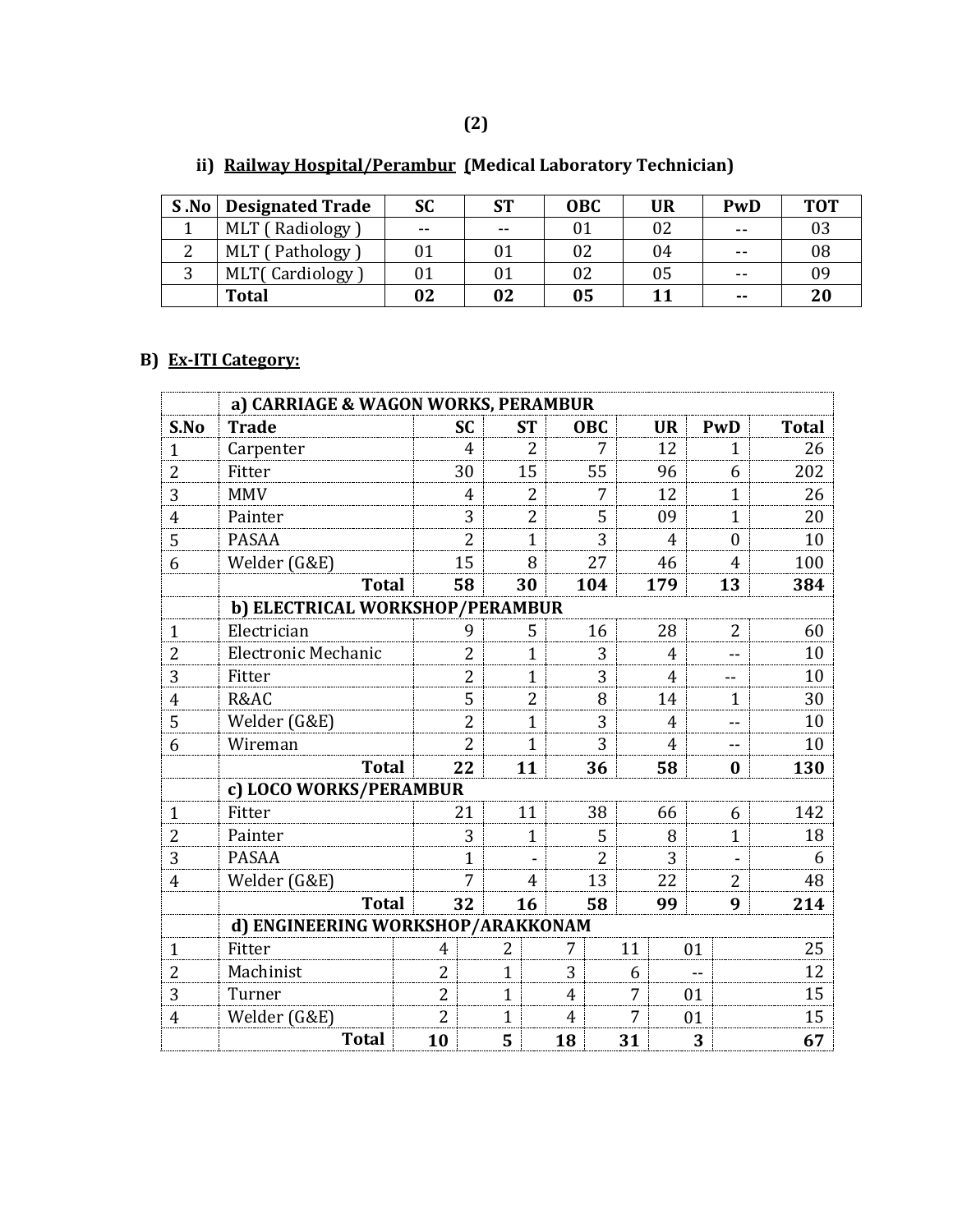### ii) Railway Hospital/Perambur (Medical Laboratory Technician)

| S .No | Designated Trade | SC | ST | OBC | UR | PwD | TOT |
|---|---|---|---|---|---|---|---|
| 1 | MLT ( Radiology ) | -- | -- | 01 | 02 | -- | 03 |
| 2 | MLT ( Pathology ) | 01 | 01 | 02 | 04 | -- | 08 |
| 3 | MLT( Cardiology ) | 01 | 01 | 02 | 05 | -- | 09 |
| | **Total** | **02** | **02** | **05** | **11** | **--** | **20** |

## B) Ex-ITI Category:

| | **a) CARRIAGE & WAGON WORKS, PERAMBUR** | | | | | | |
|---|---|---|---|---|---|---|---|
| **S.No** | **Trade** | **SC** | **ST** | **OBC** | **UR** | **PwD** | **Total** |
| 1 | Carpenter | 4 | 2 | 7 | 12 | 1 | 26 |
| 2 | Fitter | 30 | 15 | 55 | 96 | 6 | 202 |
| 3 | MMV | 4 | 2 | 7 | 12 | 1 | 26 |
| 4 | Painter | 3 | 2 | 5 | 09 | 1 | 20 |
| 5 | PASAA | 2 | 1 | 3 | 4 | 0 | 10 |
| 6 | Welder (G&E) | 15 | 8 | 27 | 46 | 4 | 100 |
| | **Total** | **58** | **30** | **104** | **179** | **13** | **384** |
| | **b) ELECTRICAL WORKSHOP/PERAMBUR** | | | | | | |
| 1 | Electrician | 9 | 5 | 16 | 28 | 2 | 60 |
| 2 | Electronic Mechanic | 2 | 1 | 3 | 4 | -- | 10 |
| 3 | Fitter | 2 | 1 | 3 | 4 | -- | 10 |
| 4 | R&AC | 5 | 2 | 8 | 14 | 1 | 30 |
| 5 | Welder (G&E) | 2 | 1 | 3 | 4 | -- | 10 |
| 6 | Wireman | 2 | 1 | 3 | 4 | -- | 10 |
| | **Total** | **22** | **11** | **36** | **58** | **0** | **130** |
| | **c) LOCO WORKS/PERAMBUR** | | | | | | |
| 1 | Fitter | 21 | 11 | 38 | 66 | 6 | 142 |
| 2 | Painter | 3 | 1 | 5 | 8 | 1 | 18 |
| 3 | PASAA | 1 | - | 2 | 3 | - | 6 |
| 4 | Welder (G&E) | 7 | 4 | 13 | 22 | 2 | 48 |
| | **Total** | **32** | **16** | **58** | **99** | **9** | **214** |
| | **d) ENGINEERING WORKSHOP/ARAKKONAM** | | | | | | |
| 1 | Fitter | 4 | 2 | 7 | 11 | 01 | 25 |
| 2 | Machinist | 2 | 1 | 3 | 6 | -- | 12 |
| 3 | Turner | 2 | 1 | 4 | 7 | 01 | 15 |
| 4 | Welder (G&E) | 2 | 1 | 4 | 7 | 01 | 15 |
| | **Total** | **10** | **5** | **18** | **31** | **3** | **67** |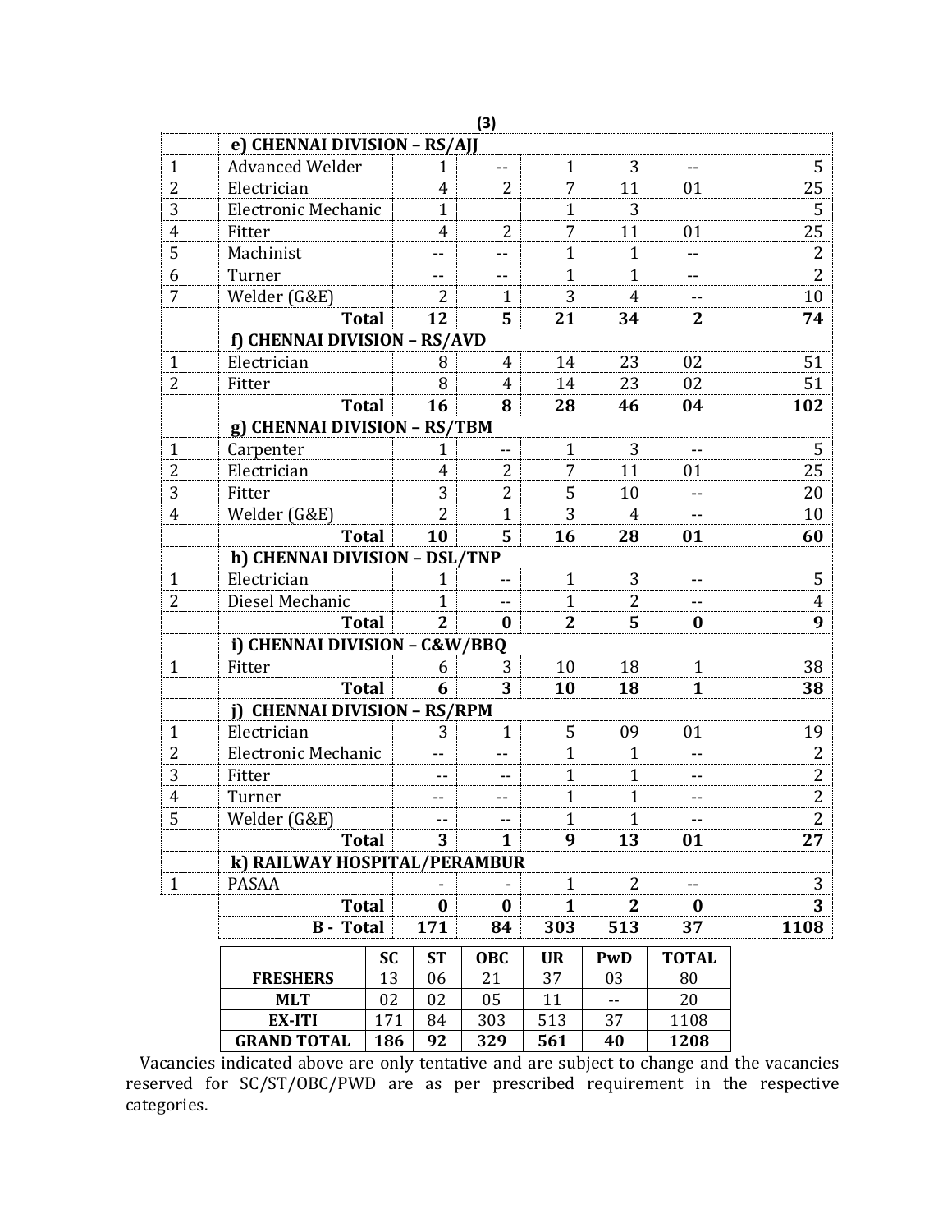| | e) CHENNAI DIVISION – RS/AJJ | | | | | | |
|---|---|---|---|---|---|---|---|
| 1 | Advanced Welder | 1 | -- | 1 | 3 | -- | 5 |
| 2 | Electrician | 4 | 2 | 7 | 11 | 01 | 25 |
| 3 | Electronic Mechanic | 1 | | 1 | 3 | | 5 |
| 4 | Fitter | 4 | 2 | 7 | 11 | 01 | 25 |
| 5 | Machinist | -- | -- | 1 | 1 | -- | 2 |
| 6 | Turner | -- | -- | 1 | 1 | -- | 2 |
| 7 | Welder (G&E) | 2 | 1 | 3 | 4 | -- | 10 |
| | **Total** | **12** | **5** | **21** | **34** | **2** | **74** |
| | **f) CHENNAI DIVISION – RS/AVD** | | | | | | |
| 1 | Electrician | 8 | 4 | 14 | 23 | 02 | 51 |
| 2 | Fitter | 8 | 4 | 14 | 23 | 02 | 51 |
| | **Total** | **16** | **8** | **28** | **46** | **04** | **102** |
| | **g) CHENNAI DIVISION – RS/TBM** | | | | | | |
| 1 | Carpenter | 1 | -- | 1 | 3 | -- | 5 |
| 2 | Electrician | 4 | 2 | 7 | 11 | 01 | 25 |
| 3 | Fitter | 3 | 2 | 5 | 10 | -- | 20 |
| 4 | Welder (G&E) | 2 | 1 | 3 | 4 | -- | 10 |
| | **Total** | **10** | **5** | **16** | **28** | **01** | **60** |
| | **h) CHENNAI DIVISION – DSL/TNP** | | | | | | |
| 1 | Electrician | 1 | -- | 1 | 3 | -- | 5 |
| 2 | Diesel Mechanic | 1 | -- | 1 | 2 | -- | 4 |
| | **Total** | **2** | **0** | **2** | **5** | **0** | **9** |
| | **i) CHENNAI DIVISION – C&W/BBQ** | | | | | | |
| 1 | Fitter | 6 | 3 | 10 | 18 | 1 | 38 |
| | **Total** | **6** | **3** | **10** | **18** | **1** | **38** |
| | **j) CHENNAI DIVISION – RS/RPM** | | | | | | |
| 1 | Electrician | 3 | 1 | 5 | 09 | 01 | 19 |
| 2 | Electronic Mechanic | -- | -- | 1 | 1 | -- | 2 |
| 3 | Fitter | -- | -- | 1 | 1 | -- | 2 |
| 4 | Turner | -- | -- | 1 | 1 | -- | 2 |
| 5 | Welder (G&E) | -- | -- | 1 | 1 | -- | 2 |
| | **Total** | **3** | **1** | **9** | **13** | **01** | **27** |
| | **k) RAILWAY HOSPITAL/PERAMBUR** | | | | | | |
| 1 | PASAA | - | - | 1 | 2 | -- | 3 |
| | **Total** | **0** | **0** | **1** | **2** | **0** | **3** |
| | **B - Total** | **171** | **84** | **303** | **513** | **37** | **1108** |

| | SC | ST | OBC | UR | PwD | TOTAL |
|---|---|---|---|---|---|---|
| **FRESHERS** | 13 | 06 | 21 | 37 | 03 | 80 |
| **MLT** | 02 | 02 | 05 | 11 | -- | 20 |
| **EX-ITI** | 171 | 84 | 303 | 513 | 37 | 1108 |
| **GRAND TOTAL** | **186** | **92** | **329** | **561** | **40** | **1208** |

Vacancies indicated above are only tentative and are subject to change and the vacancies reserved for SC/ST/OBC/PWD are as per prescribed requirement in the respective categories.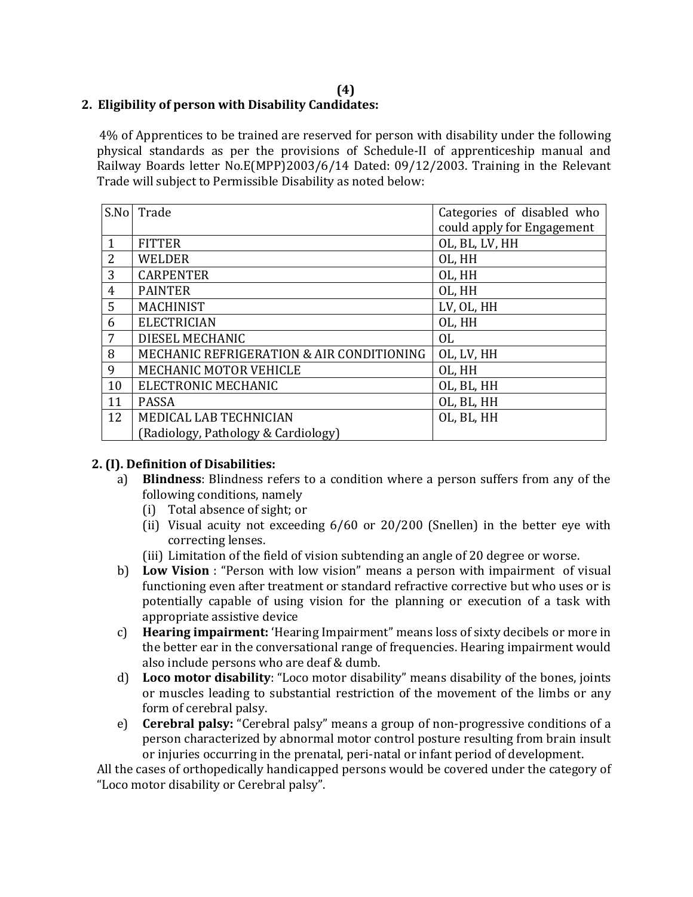## 2. Eligibility of person with Disability Candidates:

4% of Apprentices to be trained are reserved for person with disability under the following physical standards as per the provisions of Schedule-II of apprenticeship manual and Railway Boards letter No.E(MPP)2003/6/14 Dated: 09/12/2003. Training in the Relevant Trade will subject to Permissible Disability as noted below:

| S.No | Trade | Categories of disabled who could apply for Engagement |
|---|---|---|
| 1 | FITTER | OL, BL, LV, HH |
| 2 | WELDER | OL, HH |
| 3 | CARPENTER | OL, HH |
| 4 | PAINTER | OL, HH |
| 5 | MACHINIST | LV, OL, HH |
| 6 | ELECTRICIAN | OL, HH |
| 7 | DIESEL MECHANIC | OL |
| 8 | MECHANIC REFRIGERATION & AIR CONDITIONING | OL, LV, HH |
| 9 | MECHANIC MOTOR VEHICLE | OL, HH |
| 10 | ELECTRONIC MECHANIC | OL, BL, HH |
| 11 | PASSA | OL, BL, HH |
| 12 | MEDICAL LAB TECHNICIAN (Radiology, Pathology & Cardiology) | OL, BL, HH |

### 2. (I). Definition of Disabilities:

a) **Blindness**: Blindness refers to a condition where a person suffers from any of the following conditions, namely
   - (i) Total absence of sight; or
   - (ii) Visual acuity not exceeding 6/60 or 20/200 (Snellen) in the better eye with correcting lenses.
   - (iii) Limitation of the field of vision subtending an angle of 20 degree or worse.

b) **Low Vision** : "Person with low vision" means a person with impairment of visual functioning even after treatment or standard refractive corrective but who uses or is potentially capable of using vision for the planning or execution of a task with appropriate assistive device

c) **Hearing impairment:** 'Hearing Impairment" means loss of sixty decibels or more in the better ear in the conversational range of frequencies. Hearing impairment would also include persons who are deaf & dumb.

d) **Loco motor disability**: "Loco motor disability" means disability of the bones, joints or muscles leading to substantial restriction of the movement of the limbs or any form of cerebral palsy.

e) **Cerebral palsy:** "Cerebral palsy" means a group of non-progressive conditions of a person characterized by abnormal motor control posture resulting from brain insult or injuries occurring in the prenatal, peri-natal or infant period of development.

All the cases of orthopedically handicapped persons would be covered under the category of "Loco motor disability or Cerebral palsy".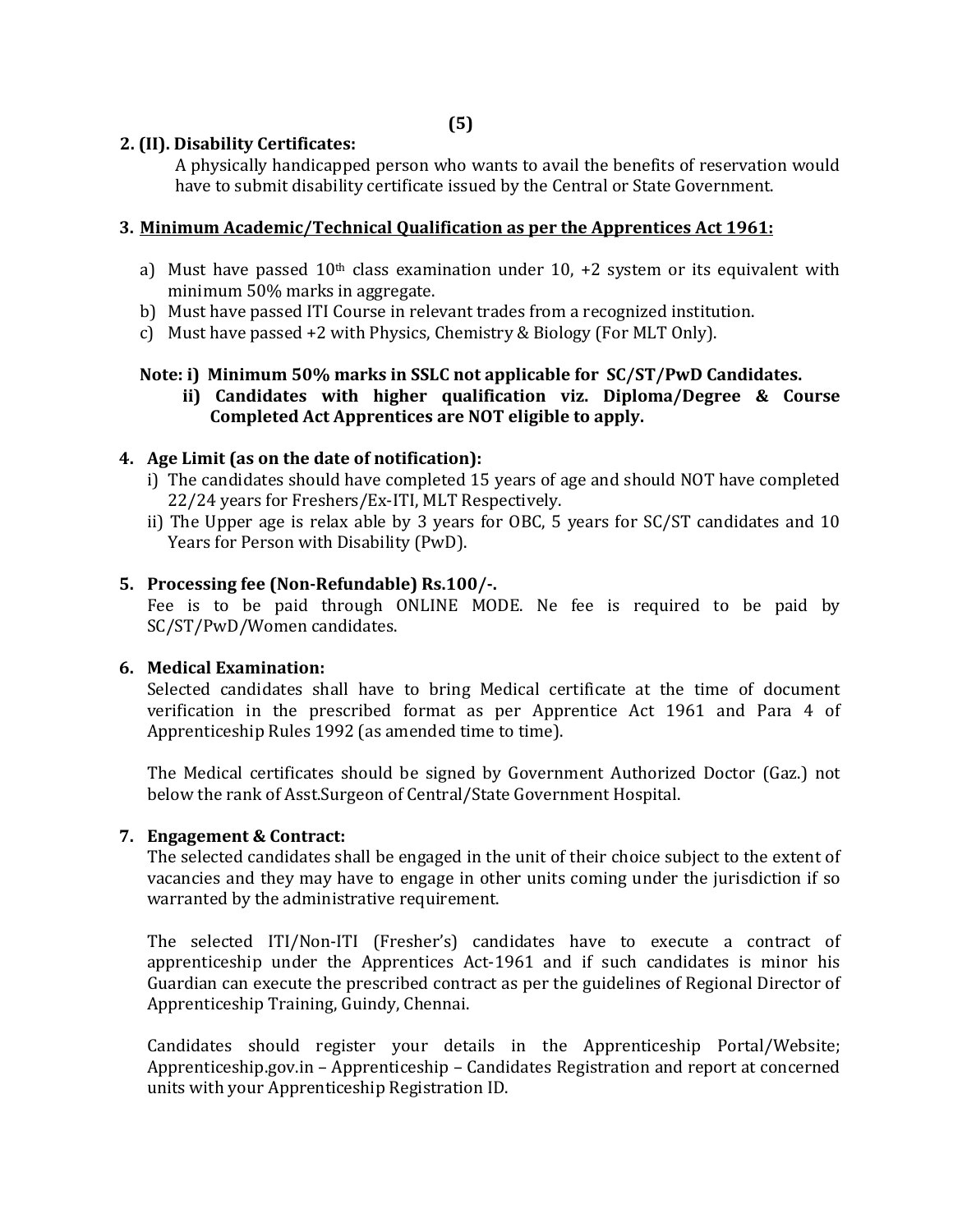**2. (II). Disability Certificates:**

A physically handicapped person who wants to avail the benefits of reservation would have to submit disability certificate issued by the Central or State Government.

**3. <u>Minimum Academic/Technical Qualification as per the Apprentices Act 1961:</u>**

a) Must have passed 10th class examination under 10, +2 system or its equivalent with minimum 50% marks in aggregate.

b) Must have passed ITI Course in relevant trades from a recognized institution.

c) Must have passed +2 with Physics, Chemistry & Biology (For MLT Only).

**Note: i) Minimum 50% marks in SSLC not applicable for SC/ST/PwD Candidates.**

**ii) Candidates with higher qualification viz. Diploma/Degree & Course Completed Act Apprentices are NOT eligible to apply.**

**4. Age Limit (as on the date of notification):**

i) The candidates should have completed 15 years of age and should NOT have completed 22/24 years for Freshers/Ex-ITI, MLT Respectively.

ii) The Upper age is relax able by 3 years for OBC, 5 years for SC/ST candidates and 10 Years for Person with Disability (PwD).

**5. Processing fee (Non-Refundable) Rs.100/-.**

Fee is to be paid through ONLINE MODE. Ne fee is required to be paid by SC/ST/PwD/Women candidates.

**6. Medical Examination:**

Selected candidates shall have to bring Medical certificate at the time of document verification in the prescribed format as per Apprentice Act 1961 and Para 4 of Apprenticeship Rules 1992 (as amended time to time).

The Medical certificates should be signed by Government Authorized Doctor (Gaz.) not below the rank of Asst.Surgeon of Central/State Government Hospital.

**7. Engagement & Contract:**

The selected candidates shall be engaged in the unit of their choice subject to the extent of vacancies and they may have to engage in other units coming under the jurisdiction if so warranted by the administrative requirement.

The selected ITI/Non-ITI (Fresher's) candidates have to execute a contract of apprenticeship under the Apprentices Act-1961 and if such candidates is minor his Guardian can execute the prescribed contract as per the guidelines of Regional Director of Apprenticeship Training, Guindy, Chennai.

Candidates should register your details in the Apprenticeship Portal/Website; Apprenticeship.gov.in – Apprenticeship – Candidates Registration and report at concerned units with your Apprenticeship Registration ID.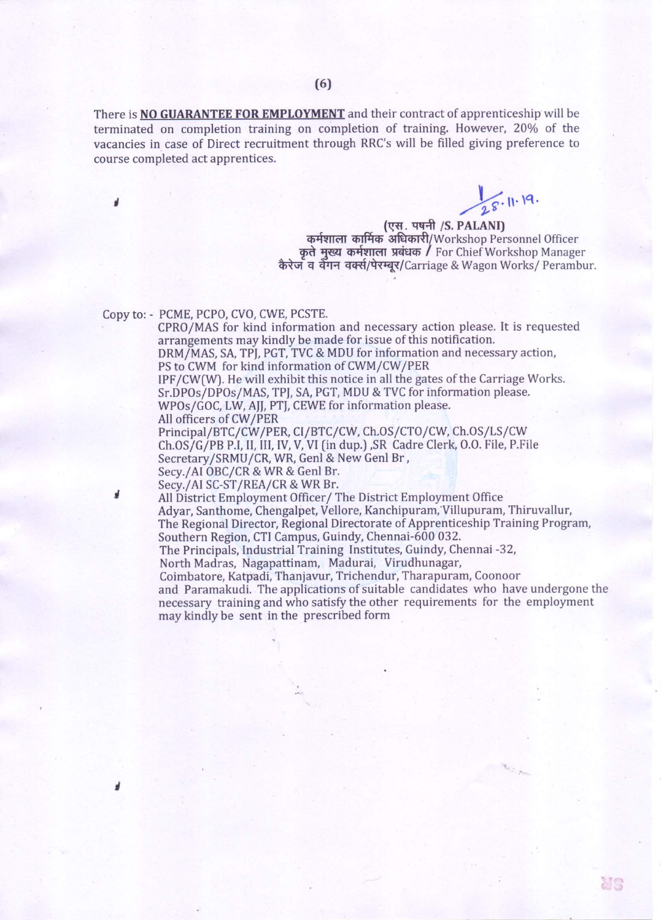There is **NO GUARANTEE FOR EMPLOYMENT** and their contract of apprenticeship will be terminated on completion training on completion of training. However, 20% of the vacancies in case of Direct recruitment through RRC's will be filled giving preference to course completed act apprentices.

28.11.19.

(एस. पळनी /S. PALANI)
कर्मशाला कार्मिक अधिकारी/Workshop Personnel Officer
कृते मुख्य कर्मशाला प्रबंधक / For Chief Workshop Manager
कैरेज व वैगन वर्क्स/पेरम्बूर/Carriage & Wagon Works/ Perambur.

Copy to: - PCME, PCPO, CVO, CWE, PCSTE.
CPRO/MAS for kind information and necessary action please. It is requested arrangements may kindly be made for issue of this notification.
DRM/MAS, SA, TPJ, PGT, TVC & MDU for information and necessary action,
PS to CWM for kind information of CWM/CW/PER
IPF/CW(W). He will exhibit this notice in all the gates of the Carriage Works.
Sr.DPOs/DPOs/MAS, TPJ, SA, PGT, MDU & TVC for information please.
WPOs/GOC, LW, AJJ, PTJ, CEWE for information please.
All officers of CW/PER
Principal/BTC/CW/PER, CI/BTC/CW, Ch.OS/CTO/CW, Ch.OS/LS/CW
Ch.OS/G/PB P.I, II, III, IV, V, VI (in dup.) ,SR Cadre Clerk, O.O. File, P.File
Secretary/SRMU/CR, WR, Genl & New Genl Br ,
Secy./AI OBC/CR & WR & Genl Br.
Secy./AI SC-ST/REA/CR & WR Br.
All District Employment Officer/ The District Employment Office
Adyar, Santhome, Chengalpet, Vellore, Kanchipuram, Villupuram, Thiruvallur,
The Regional Director, Regional Directorate of Apprenticeship Training Program, Southern Region, CTI Campus, Guindy, Chennai-600 032.
The Principals, Industrial Training Institutes, Guindy, Chennai -32, North Madras, Nagapattinam, Madurai, Virudhunagar, Coimbatore, Katpadi, Thanjavur, Trichendur, Tharapuram, Coonoor and Paramakudi. The applications of suitable candidates who have undergone the necessary training and who satisfy the other requirements for the employment may kindly be sent in the prescribed form